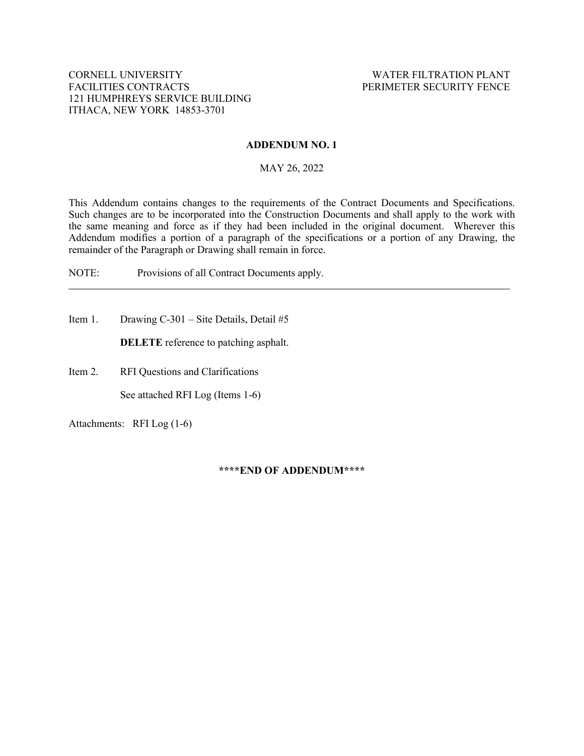CORNELL UNIVERSITY
FACILITIES CONTRACTS
121 HUMPHREYS SERVICE BUILDING
ITHACA, NEW YORK 14853-3701

WATER FILTRATION PLANT
PERIMETER SECURITY FENCE

**ADDENDUM NO. 1**

MAY 26, 2022

This Addendum contains changes to the requirements of the Contract Documents and Specifications. Such changes are to be incorporated into the Construction Documents and shall apply to the work with the same meaning and force as if they had been included in the original document. Wherever this Addendum modifies a portion of a paragraph of the specifications or a portion of any Drawing, the remainder of the Paragraph or Drawing shall remain in force.

NOTE: Provisions of all Contract Documents apply.

---

Item 1. Drawing C-301 – Site Details, Detail #5

**DELETE** reference to patching asphalt.

Item 2. RFI Questions and Clarifications

See attached RFI Log (Items 1-6)

Attachments: RFI Log (1-6)

**\*\*\*\*END OF ADDENDUM\*\*\*\***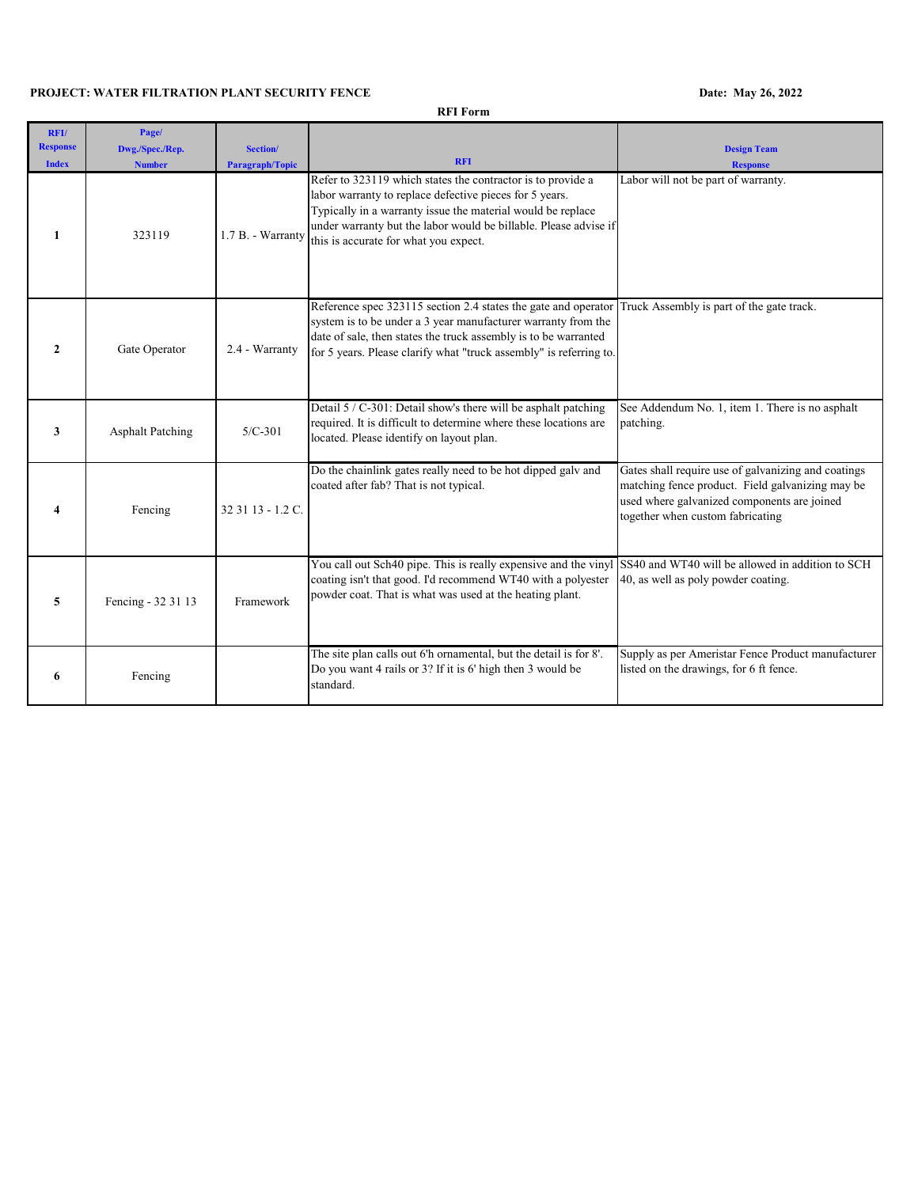**PROJECT: WATER FILTRATION PLANT SECURITY FENCE** **Date: May 26, 2022**

**RFI Form**

| RFI/ Response Index | Page/ Dwg./Spec./Rep. Number | Section/ Paragraph/Topic | RFI | Design Team Response |
|---|---|---|---|---|
| 1 | 323119 | 1.7 B. - Warranty | Refer to 323119 which states the contractor is to provide a labor warranty to replace defective pieces for 5 years. Typically in a warranty issue the material would be replace under warranty but the labor would be billable. Please advise if this is accurate for what you expect. | Labor will not be part of warranty. |
| 2 | Gate Operator | 2.4 - Warranty | Reference spec 323115 section 2.4 states the gate and operator system is to be under a 3 year manufacturer warranty from the date of sale, then states the truck assembly is to be warranted for 5 years. Please clarify what "truck assembly" is referring to. | Truck Assembly is part of the gate track. |
| 3 | Asphalt Patching | 5/C-301 | Detail 5 / C-301: Detail show's there will be asphalt patching required. It is difficult to determine where these locations are located. Please identify on layout plan. | See Addendum No. 1, item 1. There is no asphalt patching. |
| 4 | Fencing | 32 31 13 - 1.2 C. | Do the chainlink gates really need to be hot dipped galv and coated after fab? That is not typical. | Gates shall require use of galvanizing and coatings matching fence product. Field galvanizing may be used where galvanized components are joined together when custom fabricating |
| 5 | Fencing - 32 31 13 | Framework | You call out Sch40 pipe. This is really expensive and the vinyl coating isn't that good. I'd recommend WT40 with a polyester powder coat. That is what was used at the heating plant. | SS40 and WT40 will be allowed in addition to SCH 40, as well as poly powder coating. |
| 6 | Fencing | | The site plan calls out 6'h ornamental, but the detail is for 8'. Do you want 4 rails or 3? If it is 6' high then 3 would be standard. | Supply as per Ameristar Fence Product manufacturer listed on the drawings, for 6 ft fence. |